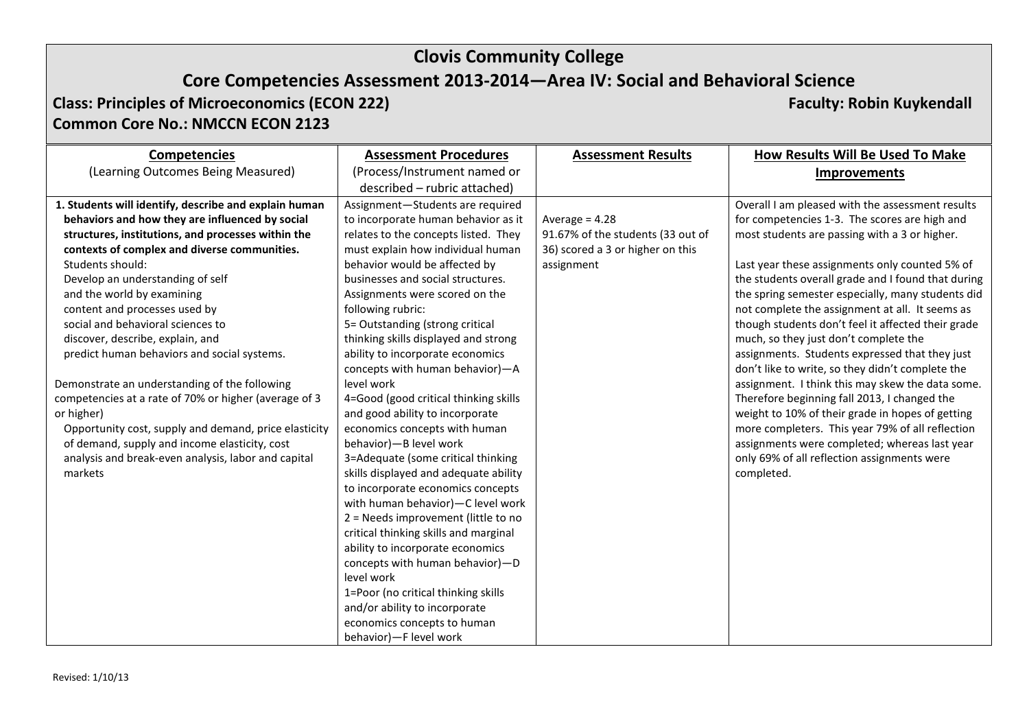# Clovis Community College

## Core Competencies Assessment 2013-2014—Area IV: Social and Behavioral Science

**Class: Principles of Microeconomics (ECON 222)** **Faculty: Robin Kuykendall**

**Common Core No.: NMCCN ECON 2123**

| **Competencies** (Learning Outcomes Being Measured) | **Assessment Procedures** (Process/Instrument named or described – rubric attached) | **Assessment Results** | **How Results Will Be Used To Make Improvements** |
|---|---|---|---|
| **1. Students will identify, describe and explain human behaviors and how they are influenced by social structures, institutions, and processes within the contexts of complex and diverse communities.** Students should: Develop an understanding of self and the world by examining content and processes used by social and behavioral sciences to discover, describe, explain, and predict human behaviors and social systems. <br><br> Demonstrate an understanding of the following competencies at a rate of 70% or higher (average of 3 or higher) Opportunity cost, supply and demand, price elasticity of demand, supply and income elasticity, cost analysis and break-even analysis, labor and capital markets | Assignment—Students are required to incorporate human behavior as it relates to the concepts listed. They must explain how individual human behavior would be affected by businesses and social structures. Assignments were scored on the following rubric: <br>5= Outstanding (strong critical thinking skills displayed and strong ability to incorporate economics concepts with human behavior)—A level work <br>4=Good (good critical thinking skills and good ability to incorporate economics concepts with human behavior)—B level work <br>3=Adequate (some critical thinking skills displayed and adequate ability to incorporate economics concepts with human behavior)—C level work <br>2 = Needs improvement (little to no critical thinking skills and marginal ability to incorporate economics concepts with human behavior)—D level work <br>1=Poor (no critical thinking skills and/or ability to incorporate economics concepts to human behavior)—F level work | Average = 4.28 <br>91.67% of the students (33 out of 36) scored a 3 or higher on this assignment | Overall I am pleased with the assessment results for competencies 1-3. The scores are high and most students are passing with a 3 or higher. <br><br> Last year these assignments only counted 5% of the students overall grade and I found that during the spring semester especially, many students did not complete the assignment at all. It seems as though students don't feel it affected their grade much, so they just don't complete the assignments. Students expressed that they just don't like to write, so they didn't complete the assignment. I think this may skew the data some. Therefore beginning fall 2013, I changed the weight to 10% of their grade in hopes of getting more completers. This year 79% of all reflection assignments were completed; whereas last year only 69% of all reflection assignments were completed. |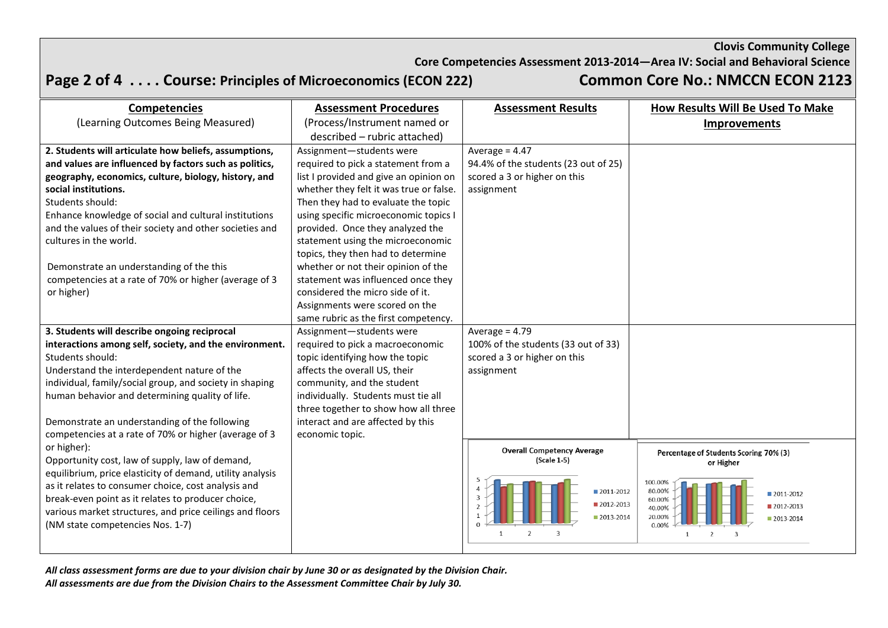**Clovis Community College**

**Core Competencies Assessment 2013-2014—Area IV: Social and Behavioral Science**

## Page 2 of 4 . . . . Course: Principles of Microeconomics (ECON 222) Common Core No.: NMCCN ECON 2123

| **Competencies** (Learning Outcomes Being Measured) | **Assessment Procedures** (Process/Instrument named or described – rubric attached) | **Assessment Results** | **How Results Will Be Used To Make Improvements** |
|---|---|---|---|
| **2. Students will articulate how beliefs, assumptions, and values are influenced by factors such as politics, geography, economics, culture, biology, history, and social institutions.** Students should: Enhance knowledge of social and cultural institutions and the values of their society and other societies and cultures in the world. Demonstrate an understanding of the this competencies at a rate of 70% or higher (average of 3 or higher) | Assignment—students were required to pick a statement from a list I provided and give an opinion on whether they felt it was true or false. Then they had to evaluate the topic using specific microeconomic topics I provided. Once they analyzed the statement using the microeconomic topics, they then had to determine whether or not their opinion of the statement was influenced once they considered the micro side of it. Assignments were scored on the same rubric as the first competency. | Average = 4.47 94.4% of the students (23 out of 25) scored a 3 or higher on this assignment | |
| **3. Students will describe ongoing reciprocal interactions among self, society, and the environment.** Students should: Understand the interdependent nature of the individual, family/social group, and society in shaping human behavior and determining quality of life. Demonstrate an understanding of the following competencies at a rate of 70% or higher (average of 3 or higher): Opportunity cost, law of supply, law of demand, equilibrium, price elasticity of demand, utility analysis as it relates to consumer choice, cost analysis and break-even point as it relates to producer choice, various market structures, and price ceilings and floors (NM state competencies Nos. 1-7) | Assignment—students were required to pick a macroeconomic topic identifying how the topic affects the overall US, their community, and the student individually. Students must tie all three together to show how all three interact and are affected by this economic topic. | Average = 4.79 100% of the students (33 out of 33) scored a 3 or higher on this assignment | |

**Overall Competency Average (Scale 1-5)** — chart with series 2011-2012, 2012-2013, 2013-2014 for competencies 1, 2, 3

**Percentage of Students Scoring 70% (3) or Higher** — chart with series 2011-2012, 2012-2013, 2013-2014 for competencies 1, 2, 3

*All class assessment forms are due to your division chair by June 30 or as designated by the Division Chair.*
*All assessments are due from the Division Chairs to the Assessment Committee Chair by July 30.*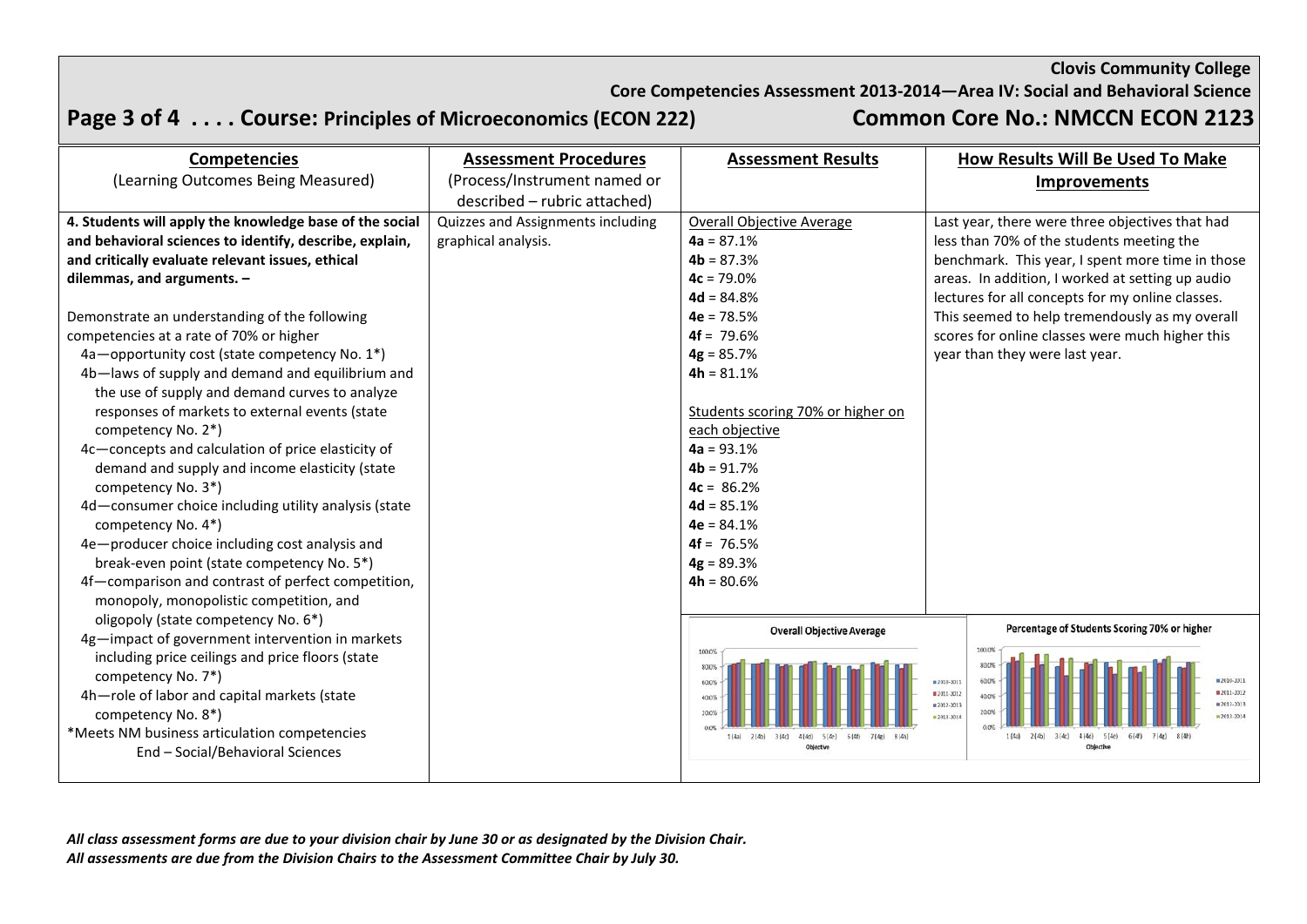**Clovis Community College**

**Core Competencies Assessment 2013-2014—Area IV: Social and Behavioral Science**

## Page 3 of 4 . . . . Course: Principles of Microeconomics (ECON 222) — Common Core No.: NMCCN ECON 2123

| **Competencies** (Learning Outcomes Being Measured) | **Assessment Procedures** (Process/Instrument named or described – rubric attached) | **Assessment Results** | **How Results Will Be Used To Make Improvements** |
|---|---|---|---|
| **4. Students will apply the knowledge base of the social and behavioral sciences to identify, describe, explain, and critically evaluate relevant issues, ethical dilemmas, and arguments. –**<br><br>Demonstrate an understanding of the following competencies at a rate of 70% or higher<br>4a—opportunity cost (state competency No. 1*)<br>4b—laws of supply and demand and equilibrium and the use of supply and demand curves to analyze responses of markets to external events (state competency No. 2*)<br>4c—concepts and calculation of price elasticity of demand and supply and income elasticity (state competency No. 3*)<br>4d—consumer choice including utility analysis (state competency No. 4*)<br>4e—producer choice including cost analysis and break-even point (state competency No. 5*)<br>4f—comparison and contrast of perfect competition, monopoly, monopolistic competition, and oligopoly (state competency No. 6*)<br>4g—impact of government intervention in markets including price ceilings and price floors (state competency No. 7*)<br>4h—role of labor and capital markets (state competency No. 8*)<br>*Meets NM business articulation competencies<br>End – Social/Behavioral Sciences | Quizzes and Assignments including graphical analysis. | Overall Objective Average<br>**4a** = 87.1%<br>**4b** = 87.3%<br>**4c** = 79.0%<br>**4d** = 84.8%<br>**4e** = 78.5%<br>**4f** = 79.6%<br>**4g** = 85.7%<br>**4h** = 81.1%<br><br>Students scoring 70% or higher on each objective<br>**4a** = 93.1%<br>**4b** = 91.7%<br>**4c** = 86.2%<br>**4d** = 85.1%<br>**4e** = 84.1%<br>**4f** = 76.5%<br>**4g** = 89.3%<br>**4h** = 80.6% | Last year, there were three objectives that had less than 70% of the students meeting the benchmark. This year, I spent more time in those areas. In addition, I worked at setting up audio lectures for all concepts for my online classes. This seemed to help tremendously as my overall scores for online classes were much higher this year than they were last year. |

*All class assessment forms are due to your division chair by June 30 or as designated by the Division Chair.*
*All assessments are due from the Division Chairs to the Assessment Committee Chair by July 30.*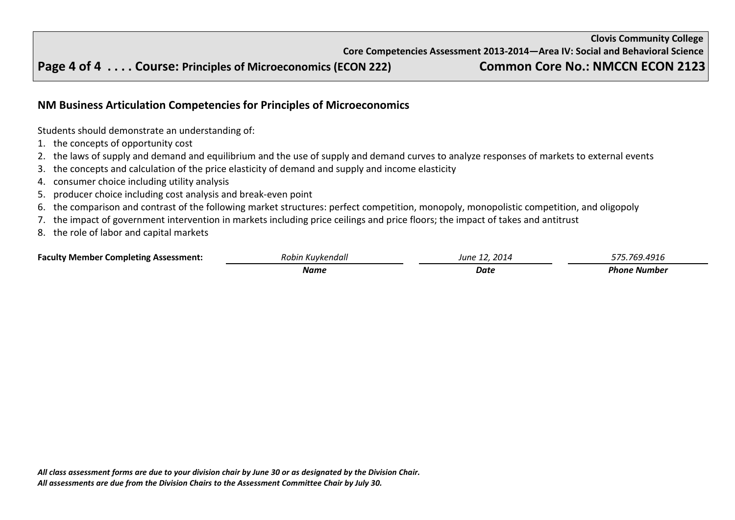## NM Business Articulation Competencies for Principles of Microeconomics

Students should demonstrate an understanding of:

1. the concepts of opportunity cost
2. the laws of supply and demand and equilibrium and the use of supply and demand curves to analyze responses of markets to external events
3. the concepts and calculation of the price elasticity of demand and supply and income elasticity
4. consumer choice including utility analysis
5. producer choice including cost analysis and break-even point
6. the comparison and contrast of the following market structures: perfect competition, monopoly, monopolistic competition, and oligopoly
7. the impact of government intervention in markets including price ceilings and price floors; the impact of takes and antitrust
8. the role of labor and capital markets

| **Faculty Member Completing Assessment:** | *Robin Kuykendall* | *June 12, 2014* | *575.769.4916* |
|---|---|---|---|
| | ***Name*** | ***Date*** | ***Phone Number*** |

***All class assessment forms are due to your division chair by June 30 or as designated by the Division Chair.***
***All assessments are due from the Division Chairs to the Assessment Committee Chair by July 30.***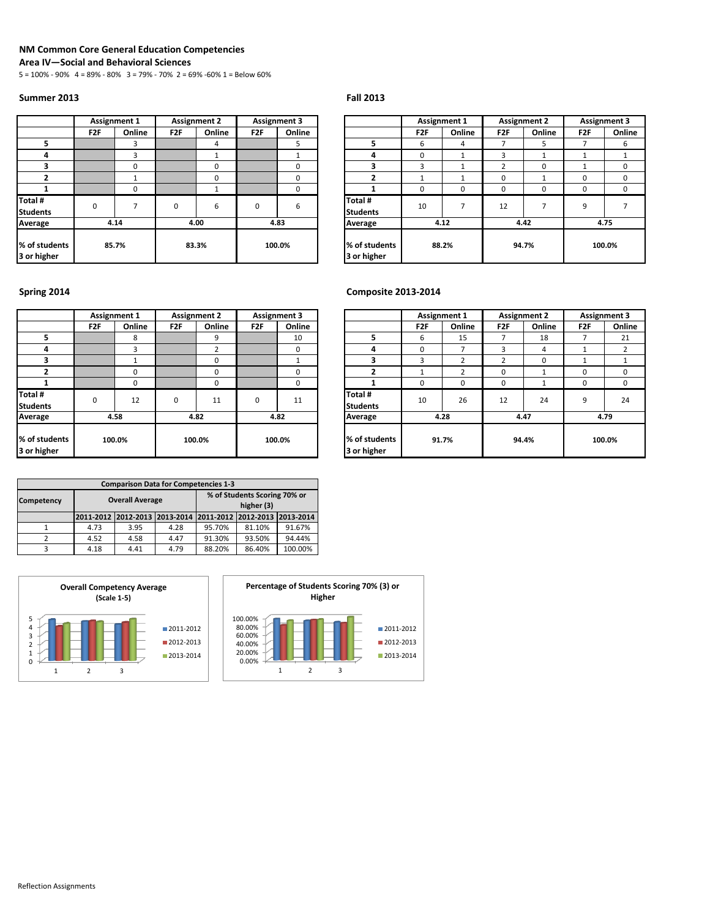# NM Common Core General Education Competencies

## Area IV—Social and Behavioral Sciences

5 = 100% - 90% 4 = 89% - 80% 3 = 79% - 70% 2 = 69% -60% 1 = Below 60%

### Summer 2013

| | Assignment 1 | | Assignment 2 | | Assignment 3 | |
|---|---|---|---|---|---|---|
| | F2F | Online | F2F | Online | F2F | Online |
| **5** | | 3 | | 4 | | 5 |
| **4** | | 3 | | 1 | | 1 |
| **3** | | 0 | | 0 | | 0 |
| **2** | | 1 | | 0 | | 0 |
| **1** | | 0 | | 1 | | 0 |
| **Total # Students** | 0 | 7 | 0 | 6 | 0 | 6 |
| **Average** | 4.14 | | 4.00 | | 4.83 | |
| **% of students 3 or higher** | 85.7% | | 83.3% | | 100.0% | |

### Fall 2013

| | Assignment 1 | | Assignment 2 | | Assignment 3 | |
|---|---|---|---|---|---|---|
| | F2F | Online | F2F | Online | F2F | Online |
| **5** | 6 | 4 | 7 | 5 | 7 | 6 |
| **4** | 0 | 1 | 3 | 1 | 1 | 1 |
| **3** | 3 | 1 | 2 | 0 | 1 | 0 |
| **2** | 1 | 1 | 0 | 1 | 0 | 0 |
| **1** | 0 | 0 | 0 | 0 | 0 | 0 |
| **Total # Students** | 10 | 7 | 12 | 7 | 9 | 7 |
| **Average** | 4.12 | | 4.42 | | 4.75 | |
| **% of students 3 or higher** | 88.2% | | 94.7% | | 100.0% | |

### Spring 2014

| | Assignment 1 | | Assignment 2 | | Assignment 3 | |
|---|---|---|---|---|---|---|
| | F2F | Online | F2F | Online | F2F | Online |
| **5** | | 8 | | 9 | | 10 |
| **4** | | 3 | | 2 | | 0 |
| **3** | | 1 | | 0 | | 1 |
| **2** | | 0 | | 0 | | 0 |
| **1** | | 0 | | 0 | | 0 |
| **Total # Students** | 0 | 12 | 0 | 11 | 0 | 11 |
| **Average** | 4.58 | | 4.82 | | 4.82 | |
| **% of students 3 or higher** | 100.0% | | 100.0% | | 100.0% | |

### Composite 2013-2014

| | Assignment 1 | | Assignment 2 | | Assignment 3 | |
|---|---|---|---|---|---|---|
| | F2F | Online | F2F | Online | F2F | Online |
| **5** | 6 | 15 | 7 | 18 | 7 | 21 |
| **4** | 0 | 7 | 3 | 4 | 1 | 2 |
| **3** | 3 | 2 | 2 | 0 | 1 | 1 |
| **2** | 1 | 2 | 0 | 1 | 0 | 0 |
| **1** | 0 | 0 | 0 | 1 | 0 | 0 |
| **Total # Students** | 10 | 26 | 12 | 24 | 9 | 24 |
| **Average** | 4.28 | | 4.47 | | 4.79 | |
| **% of students 3 or higher** | 91.7% | | 94.4% | | 100.0% | |

### Comparison Data for Competencies 1-3

| Competency | Overall Average | | | % of Students Scoring 70% or higher (3) | | |
|---|---|---|---|---|---|---|
| | 2011-2012 | 2012-2013 | 2013-2014 | 2011-2012 | 2012-2013 | 2013-2014 |
| 1 | 4.73 | 3.95 | 4.28 | 95.70% | 81.10% | 91.67% |
| 2 | 4.52 | 4.58 | 4.47 | 91.30% | 93.50% | 94.44% |
| 3 | 4.18 | 4.41 | 4.79 | 88.20% | 86.40% | 100.00% |

**Overall Competency Average (Scale 1-5)**

**Percentage of Students Scoring 70% (3) or Higher**

Reflection Assignments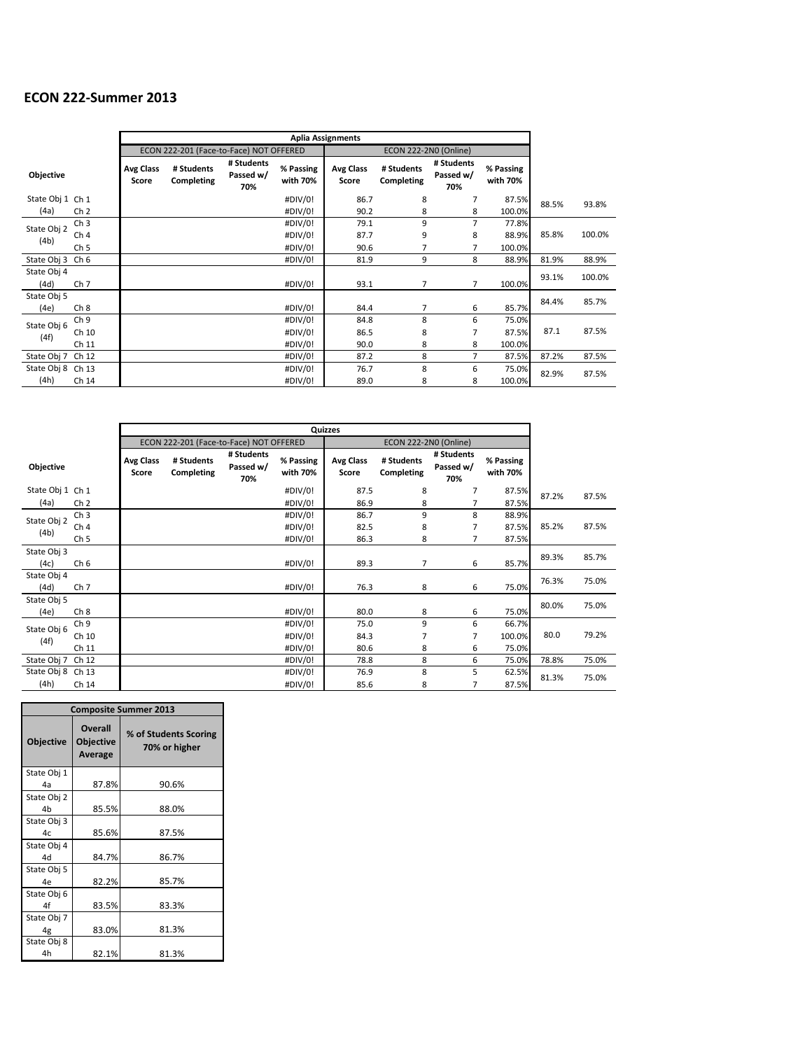# ECON 222-Summer 2013

| | | Aplia Assignments | | | | | | | | | |
|---|---|---|---|---|---|---|---|---|---|---|---|
| | | ECON 222-201 (Face-to-Face) NOT OFFERED | | | | ECON 222-2N0 (Online) | | | | | |
| Objective | | Avg Class Score | # Students Completing | # Students Passed w/ 70% | % Passing with 70% | Avg Class Score | # Students Completing | # Students Passed w/ 70% | % Passing with 70% | | |
| State Obj 1 (4a) | Ch 1 | | | | #DIV/0! | 86.7 | 8 | 7 | 87.5% | 88.5% | 93.8% |
| | Ch 2 | | | | #DIV/0! | 90.2 | 8 | 8 | 100.0% | | |
| State Obj 2 (4b) | Ch 3 | | | | #DIV/0! | 79.1 | 9 | 7 | 77.8% | 85.8% | 100.0% |
| | Ch 4 | | | | #DIV/0! | 87.7 | 9 | 8 | 88.9% | | |
| | Ch 5 | | | | #DIV/0! | 90.6 | 7 | 7 | 100.0% | | |
| State Obj 3 | Ch 6 | | | | #DIV/0! | 81.9 | 9 | 8 | 88.9% | 81.9% | 88.9% |
| State Obj 4 (4d) | Ch 7 | | | | #DIV/0! | 93.1 | 7 | 7 | 100.0% | 93.1% | 100.0% |
| State Obj 5 (4e) | Ch 8 | | | | #DIV/0! | 84.4 | 7 | 6 | 85.7% | 84.4% | 85.7% |
| State Obj 6 (4f) | Ch 9 | | | | #DIV/0! | 84.8 | 8 | 6 | 75.0% | 87.1 | 87.5% |
| | Ch 10 | | | | #DIV/0! | 86.5 | 8 | 7 | 87.5% | | |
| | Ch 11 | | | | #DIV/0! | 90.0 | 8 | 8 | 100.0% | | |
| State Obj 7 | Ch 12 | | | | #DIV/0! | 87.2 | 8 | 7 | 87.5% | 87.2% | 87.5% |
| State Obj 8 (4h) | Ch 13 | | | | #DIV/0! | 76.7 | 8 | 6 | 75.0% | 82.9% | 87.5% |
| | Ch 14 | | | | #DIV/0! | 89.0 | 8 | 8 | 100.0% | | |

| | | Quizzes | | | | | | | | | |
|---|---|---|---|---|---|---|---|---|---|---|---|
| | | ECON 222-201 (Face-to-Face) NOT OFFERED | | | | ECON 222-2N0 (Online) | | | | | |
| Objective | | Avg Class Score | # Students Completing | # Students Passed w/ 70% | % Passing with 70% | Avg Class Score | # Students Completing | # Students Passed w/ 70% | % Passing with 70% | | |
| State Obj 1 (4a) | Ch 1 | | | | #DIV/0! | 87.5 | 8 | 7 | 87.5% | 87.2% | 87.5% |
| | Ch 2 | | | | #DIV/0! | 86.9 | 8 | 7 | 87.5% | | |
| State Obj 2 (4b) | Ch 3 | | | | #DIV/0! | 86.7 | 9 | 8 | 88.9% | 85.2% | 87.5% |
| | Ch 4 | | | | #DIV/0! | 82.5 | 8 | 7 | 87.5% | | |
| | Ch 5 | | | | #DIV/0! | 86.3 | 8 | 7 | 87.5% | | |
| State Obj 3 (4c) | Ch 6 | | | | #DIV/0! | 89.3 | 7 | 6 | 85.7% | 89.3% | 85.7% |
| State Obj 4 (4d) | Ch 7 | | | | #DIV/0! | 76.3 | 8 | 6 | 75.0% | 76.3% | 75.0% |
| State Obj 5 (4e) | Ch 8 | | | | #DIV/0! | 80.0 | 8 | 6 | 75.0% | 80.0% | 75.0% |
| State Obj 6 (4f) | Ch 9 | | | | #DIV/0! | 75.0 | 9 | 6 | 66.7% | 80.0 | 79.2% |
| | Ch 10 | | | | #DIV/0! | 84.3 | 7 | 7 | 100.0% | | |
| | Ch 11 | | | | #DIV/0! | 80.6 | 8 | 6 | 75.0% | | |
| State Obj 7 | Ch 12 | | | | #DIV/0! | 78.8 | 8 | 6 | 75.0% | 78.8% | 75.0% |
| State Obj 8 (4h) | Ch 13 | | | | #DIV/0! | 76.9 | 8 | 5 | 62.5% | 81.3% | 75.0% |
| | Ch 14 | | | | #DIV/0! | 85.6 | 8 | 7 | 87.5% | | |

| Composite Summer 2013 | | |
|---|---|---|
| Objective | Overall Objective Average | % of Students Scoring 70% or higher |
| State Obj 1 4a | 87.8% | 90.6% |
| State Obj 2 4b | 85.5% | 88.0% |
| State Obj 3 4c | 85.6% | 87.5% |
| State Obj 4 4d | 84.7% | 86.7% |
| State Obj 5 4e | 82.2% | 85.7% |
| State Obj 6 4f | 83.5% | 83.3% |
| State Obj 7 4g | 83.0% | 81.3% |
| State Obj 8 4h | 82.1% | 81.3% |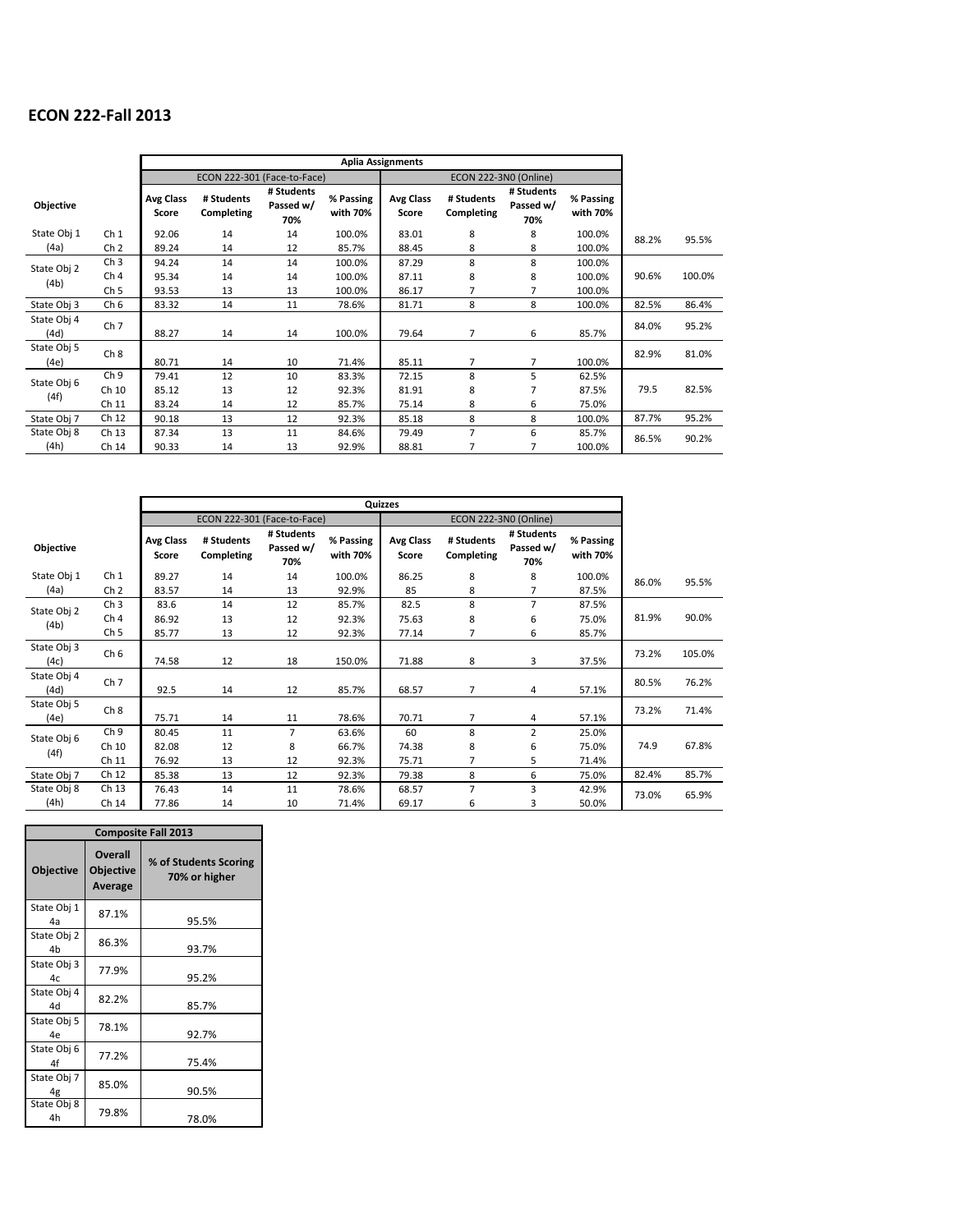## ECON 222-Fall 2013

| Objective | | Aplia Assignments | | | | | | | | | |
|---|---|---|---|---|---|---|---|---|---|---|---|
| | | ECON 222-301 (Face-to-Face) | | | | ECON 222-3N0 (Online) | | | | | |
| | | Avg Class Score | # Students Completing | # Students Passed w/ 70% | % Passing with 70% | Avg Class Score | # Students Completing | # Students Passed w/ 70% | % Passing with 70% | | |
| State Obj 1 (4a) | Ch 1 | 92.06 | 14 | 14 | 100.0% | 83.01 | 8 | 8 | 100.0% | 88.2% | 95.5% |
| | Ch 2 | 89.24 | 14 | 12 | 85.7% | 88.45 | 8 | 8 | 100.0% | | |
| State Obj 2 (4b) | Ch 3 | 94.24 | 14 | 14 | 100.0% | 87.29 | 8 | 8 | 100.0% | 90.6% | 100.0% |
| | Ch 4 | 95.34 | 14 | 14 | 100.0% | 87.11 | 8 | 8 | 100.0% | | |
| | Ch 5 | 93.53 | 13 | 13 | 100.0% | 86.17 | 7 | 7 | 100.0% | | |
| State Obj 3 | Ch 6 | 83.32 | 14 | 11 | 78.6% | 81.71 | 8 | 8 | 100.0% | 82.5% | 86.4% |
| State Obj 4 (4d) | Ch 7 | 88.27 | 14 | 14 | 100.0% | 79.64 | 7 | 6 | 85.7% | 84.0% | 95.2% |
| State Obj 5 (4e) | Ch 8 | 80.71 | 14 | 10 | 71.4% | 85.11 | 7 | 7 | 100.0% | 82.9% | 81.0% |
| State Obj 6 (4f) | Ch 9 | 79.41 | 12 | 10 | 83.3% | 72.15 | 8 | 5 | 62.5% | 79.5 | 82.5% |
| | Ch 10 | 85.12 | 13 | 12 | 92.3% | 81.91 | 8 | 7 | 87.5% | | |
| | Ch 11 | 83.24 | 14 | 12 | 85.7% | 75.14 | 8 | 6 | 75.0% | | |
| State Obj 7 | Ch 12 | 90.18 | 13 | 12 | 92.3% | 85.18 | 8 | 8 | 100.0% | 87.7% | 95.2% |
| State Obj 8 (4h) | Ch 13 | 87.34 | 13 | 11 | 84.6% | 79.49 | 7 | 6 | 85.7% | 86.5% | 90.2% |
| | Ch 14 | 90.33 | 14 | 13 | 92.9% | 88.81 | 7 | 7 | 100.0% | | |

| Objective | | Quizzes | | | | | | | | | |
|---|---|---|---|---|---|---|---|---|---|---|---|
| | | ECON 222-301 (Face-to-Face) | | | | ECON 222-3N0 (Online) | | | | | |
| | | Avg Class Score | # Students Completing | # Students Passed w/ 70% | % Passing with 70% | Avg Class Score | # Students Completing | # Students Passed w/ 70% | % Passing with 70% | | |
| State Obj 1 (4a) | Ch 1 | 89.27 | 14 | 14 | 100.0% | 86.25 | 8 | 8 | 100.0% | 86.0% | 95.5% |
| | Ch 2 | 83.57 | 14 | 13 | 92.9% | 85 | 8 | 7 | 87.5% | | |
| State Obj 2 (4b) | Ch 3 | 83.6 | 14 | 12 | 85.7% | 82.5 | 8 | 7 | 87.5% | 81.9% | 90.0% |
| | Ch 4 | 86.92 | 13 | 12 | 92.3% | 75.63 | 8 | 6 | 75.0% | | |
| | Ch 5 | 85.77 | 13 | 12 | 92.3% | 77.14 | 7 | 6 | 85.7% | | |
| State Obj 3 (4c) | Ch 6 | 74.58 | 12 | 18 | 150.0% | 71.88 | 8 | 3 | 37.5% | 73.2% | 105.0% |
| State Obj 4 (4d) | Ch 7 | 92.5 | 14 | 12 | 85.7% | 68.57 | 7 | 4 | 57.1% | 80.5% | 76.2% |
| State Obj 5 (4e) | Ch 8 | 75.71 | 14 | 11 | 78.6% | 70.71 | 7 | 4 | 57.1% | 73.2% | 71.4% |
| State Obj 6 (4f) | Ch 9 | 80.45 | 11 | 7 | 63.6% | 60 | 8 | 2 | 25.0% | 74.9 | 67.8% |
| | Ch 10 | 82.08 | 12 | 8 | 66.7% | 74.38 | 8 | 6 | 75.0% | | |
| | Ch 11 | 76.92 | 13 | 12 | 92.3% | 75.71 | 7 | 5 | 71.4% | | |
| State Obj 7 | Ch 12 | 85.38 | 13 | 12 | 92.3% | 79.38 | 8 | 6 | 75.0% | 82.4% | 85.7% |
| State Obj 8 (4h) | Ch 13 | 76.43 | 14 | 11 | 78.6% | 68.57 | 7 | 3 | 42.9% | 73.0% | 65.9% |
| | Ch 14 | 77.86 | 14 | 10 | 71.4% | 69.17 | 6 | 3 | 50.0% | | |

| Composite Fall 2013 | | |
|---|---|---|
| Objective | Overall Objective Average | % of Students Scoring 70% or higher |
| State Obj 1 4a | 87.1% | 95.5% |
| State Obj 2 4b | 86.3% | 93.7% |
| State Obj 3 4c | 77.9% | 95.2% |
| State Obj 4 4d | 82.2% | 85.7% |
| State Obj 5 4e | 78.1% | 92.7% |
| State Obj 6 4f | 77.2% | 75.4% |
| State Obj 7 4g | 85.0% | 90.5% |
| State Obj 8 4h | 79.8% | 78.0% |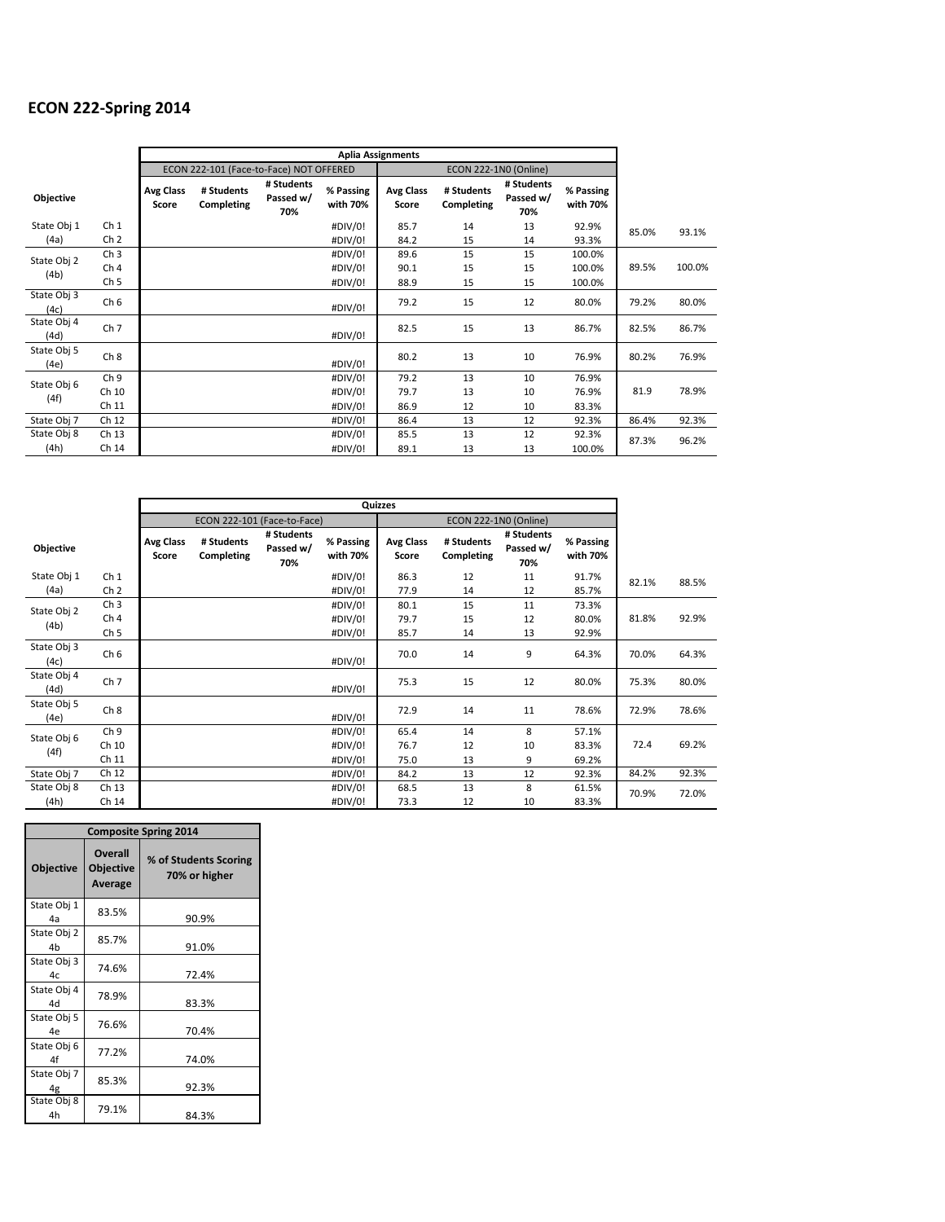# ECON 222-Spring 2014

| | | Aplia Assignments | | | | | | | | | |
|---|---|---|---|---|---|---|---|---|---|---|---|
| | | ECON 222-101 (Face-to-Face) NOT OFFERED | | | | ECON 222-1N0 (Online) | | | | | |
| Objective | | Avg Class Score | # Students Completing | # Students Passed w/ 70% | % Passing with 70% | Avg Class Score | # Students Completing | # Students Passed w/ 70% | % Passing with 70% | | |
| State Obj 1 (4a) | Ch 1 | | | | #DIV/0! | 85.7 | 14 | 13 | 92.9% | 85.0% | 93.1% |
| | Ch 2 | | | | #DIV/0! | 84.2 | 15 | 14 | 93.3% | | |
| State Obj 2 (4b) | Ch 3 | | | | #DIV/0! | 89.6 | 15 | 15 | 100.0% | 89.5% | 100.0% |
| | Ch 4 | | | | #DIV/0! | 90.1 | 15 | 15 | 100.0% | | |
| | Ch 5 | | | | #DIV/0! | 88.9 | 15 | 15 | 100.0% | | |
| State Obj 3 (4c) | Ch 6 | | | | #DIV/0! | 79.2 | 15 | 12 | 80.0% | 79.2% | 80.0% |
| State Obj 4 (4d) | Ch 7 | | | | #DIV/0! | 82.5 | 15 | 13 | 86.7% | 82.5% | 86.7% |
| State Obj 5 (4e) | Ch 8 | | | | #DIV/0! | 80.2 | 13 | 10 | 76.9% | 80.2% | 76.9% |
| State Obj 6 (4f) | Ch 9 | | | | #DIV/0! | 79.2 | 13 | 10 | 76.9% | 81.9 | 78.9% |
| | Ch 10 | | | | #DIV/0! | 79.7 | 13 | 10 | 76.9% | | |
| | Ch 11 | | | | #DIV/0! | 86.9 | 12 | 10 | 83.3% | | |
| State Obj 7 | Ch 12 | | | | #DIV/0! | 86.4 | 13 | 12 | 92.3% | 86.4% | 92.3% |
| State Obj 8 (4h) | Ch 13 | | | | #DIV/0! | 85.5 | 13 | 12 | 92.3% | 87.3% | 96.2% |
| | Ch 14 | | | | #DIV/0! | 89.1 | 13 | 13 | 100.0% | | |

| | | Quizzes | | | | | | | | | |
|---|---|---|---|---|---|---|---|---|---|---|---|
| | | ECON 222-101 (Face-to-Face) | | | | ECON 222-1N0 (Online) | | | | | |
| Objective | | Avg Class Score | # Students Completing | # Students Passed w/ 70% | % Passing with 70% | Avg Class Score | # Students Completing | # Students Passed w/ 70% | % Passing with 70% | | |
| State Obj 1 (4a) | Ch 1 | | | | #DIV/0! | 86.3 | 12 | 11 | 91.7% | 82.1% | 88.5% |
| | Ch 2 | | | | #DIV/0! | 77.9 | 14 | 12 | 85.7% | | |
| State Obj 2 (4b) | Ch 3 | | | | #DIV/0! | 80.1 | 15 | 11 | 73.3% | 81.8% | 92.9% |
| | Ch 4 | | | | #DIV/0! | 79.7 | 15 | 12 | 80.0% | | |
| | Ch 5 | | | | #DIV/0! | 85.7 | 14 | 13 | 92.9% | | |
| State Obj 3 (4c) | Ch 6 | | | | #DIV/0! | 70.0 | 14 | 9 | 64.3% | 70.0% | 64.3% |
| State Obj 4 (4d) | Ch 7 | | | | #DIV/0! | 75.3 | 15 | 12 | 80.0% | 75.3% | 80.0% |
| State Obj 5 (4e) | Ch 8 | | | | #DIV/0! | 72.9 | 14 | 11 | 78.6% | 72.9% | 78.6% |
| State Obj 6 (4f) | Ch 9 | | | | #DIV/0! | 65.4 | 14 | 8 | 57.1% | 72.4 | 69.2% |
| | Ch 10 | | | | #DIV/0! | 76.7 | 12 | 10 | 83.3% | | |
| | Ch 11 | | | | #DIV/0! | 75.0 | 13 | 9 | 69.2% | | |
| State Obj 7 | Ch 12 | | | | #DIV/0! | 84.2 | 13 | 12 | 92.3% | 84.2% | 92.3% |
| State Obj 8 (4h) | Ch 13 | | | | #DIV/0! | 68.5 | 13 | 8 | 61.5% | 70.9% | 72.0% |
| | Ch 14 | | | | #DIV/0! | 73.3 | 12 | 10 | 83.3% | | |

| Composite Spring 2014 | | |
|---|---|---|
| Objective | Overall Objective Average | % of Students Scoring 70% or higher |
| State Obj 1 4a | 83.5% | 90.9% |
| State Obj 2 4b | 85.7% | 91.0% |
| State Obj 3 4c | 74.6% | 72.4% |
| State Obj 4 4d | 78.9% | 83.3% |
| State Obj 5 4e | 76.6% | 70.4% |
| State Obj 6 4f | 77.2% | 74.0% |
| State Obj 7 4g | 85.3% | 92.3% |
| State Obj 8 4h | 79.1% | 84.3% |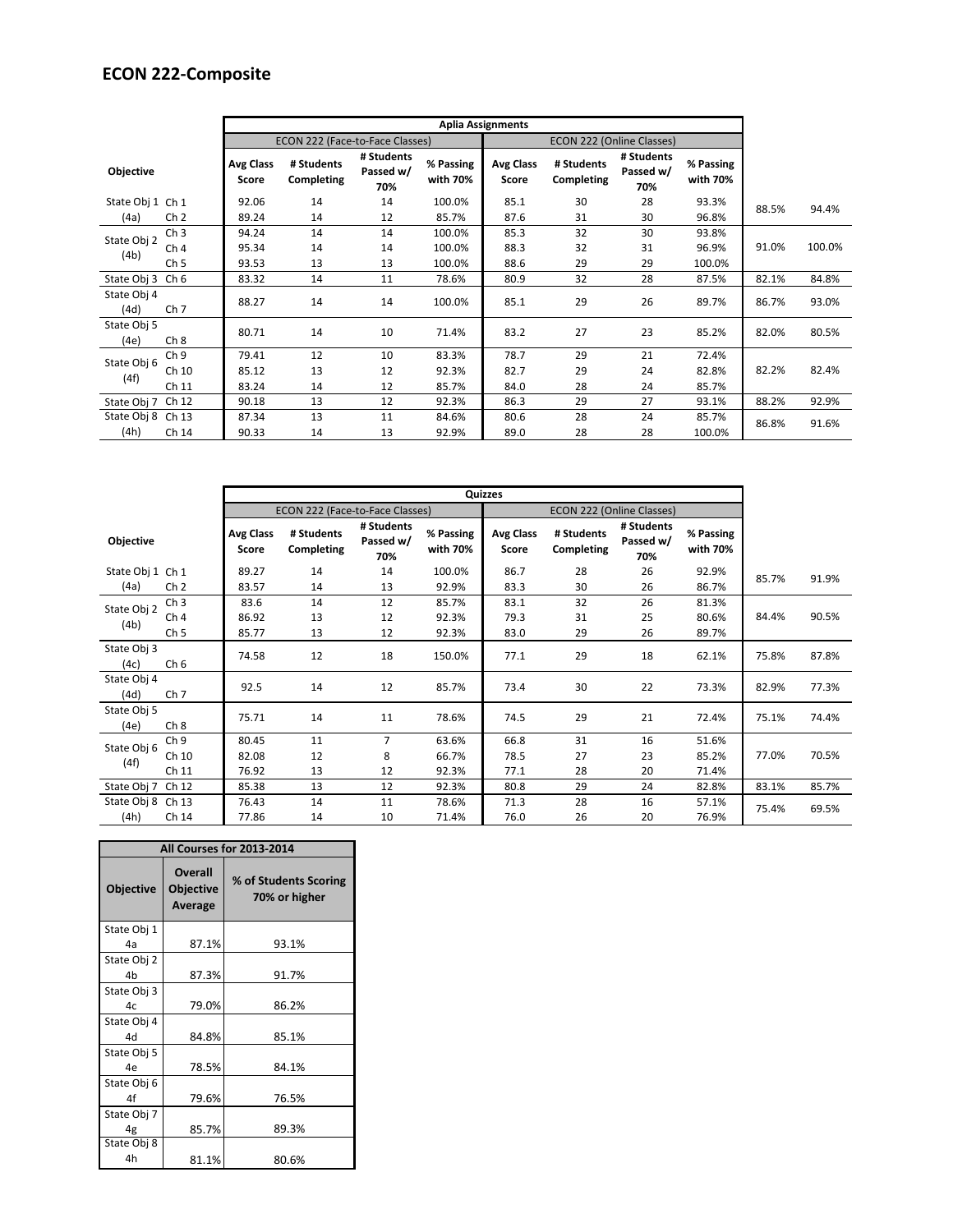# ECON 222-Composite

| Objective | | Aplia Assignments | | | | | | | | | |
|---|---|---|---|---|---|---|---|---|---|---|---|
| | | ECON 222 (Face-to-Face Classes) | | | | ECON 222 (Online Classes) | | | | | |
| | | Avg Class Score | # Students Completing | # Students Passed w/ 70% | % Passing with 70% | Avg Class Score | # Students Completing | # Students Passed w/ 70% | % Passing with 70% | | |
| State Obj 1 (4a) | Ch 1 | 92.06 | 14 | 14 | 100.0% | 85.1 | 30 | 28 | 93.3% | 88.5% | 94.4% |
| | Ch 2 | 89.24 | 14 | 12 | 85.7% | 87.6 | 31 | 30 | 96.8% | | |
| State Obj 2 (4b) | Ch 3 | 94.24 | 14 | 14 | 100.0% | 85.3 | 32 | 30 | 93.8% | 91.0% | 100.0% |
| | Ch 4 | 95.34 | 14 | 14 | 100.0% | 88.3 | 32 | 31 | 96.9% | | |
| | Ch 5 | 93.53 | 13 | 13 | 100.0% | 88.6 | 29 | 29 | 100.0% | | |
| State Obj 3 | Ch 6 | 83.32 | 14 | 11 | 78.6% | 80.9 | 32 | 28 | 87.5% | 82.1% | 84.8% |
| State Obj 4 (4d) | Ch 7 | 88.27 | 14 | 14 | 100.0% | 85.1 | 29 | 26 | 89.7% | 86.7% | 93.0% |
| State Obj 5 (4e) | Ch 8 | 80.71 | 14 | 10 | 71.4% | 83.2 | 27 | 23 | 85.2% | 82.0% | 80.5% |
| State Obj 6 (4f) | Ch 9 | 79.41 | 12 | 10 | 83.3% | 78.7 | 29 | 21 | 72.4% | 82.2% | 82.4% |
| | Ch 10 | 85.12 | 13 | 12 | 92.3% | 82.7 | 29 | 24 | 82.8% | | |
| | Ch 11 | 83.24 | 14 | 12 | 85.7% | 84.0 | 28 | 24 | 85.7% | | |
| State Obj 7 | Ch 12 | 90.18 | 13 | 12 | 92.3% | 86.3 | 29 | 27 | 93.1% | 88.2% | 92.9% |
| State Obj 8 (4h) | Ch 13 | 87.34 | 13 | 11 | 84.6% | 80.6 | 28 | 24 | 85.7% | 86.8% | 91.6% |
| | Ch 14 | 90.33 | 14 | 13 | 92.9% | 89.0 | 28 | 28 | 100.0% | | |

| Objective | | Quizzes | | | | | | | | | |
|---|---|---|---|---|---|---|---|---|---|---|---|
| | | ECON 222 (Face-to-Face Classes) | | | | ECON 222 (Online Classes) | | | | | |
| | | Avg Class Score | # Students Completing | # Students Passed w/ 70% | % Passing with 70% | Avg Class Score | # Students Completing | # Students Passed w/ 70% | % Passing with 70% | | |
| State Obj 1 (4a) | Ch 1 | 89.27 | 14 | 14 | 100.0% | 86.7 | 28 | 26 | 92.9% | 85.7% | 91.9% |
| | Ch 2 | 83.57 | 14 | 13 | 92.9% | 83.3 | 30 | 26 | 86.7% | | |
| State Obj 2 (4b) | Ch 3 | 83.6 | 14 | 12 | 85.7% | 83.1 | 32 | 26 | 81.3% | 84.4% | 90.5% |
| | Ch 4 | 86.92 | 13 | 12 | 92.3% | 79.3 | 31 | 25 | 80.6% | | |
| | Ch 5 | 85.77 | 13 | 12 | 92.3% | 83.0 | 29 | 26 | 89.7% | | |
| State Obj 3 (4c) | Ch 6 | 74.58 | 12 | 18 | 150.0% | 77.1 | 29 | 18 | 62.1% | 75.8% | 87.8% |
| State Obj 4 (4d) | Ch 7 | 92.5 | 14 | 12 | 85.7% | 73.4 | 30 | 22 | 73.3% | 82.9% | 77.3% |
| State Obj 5 (4e) | Ch 8 | 75.71 | 14 | 11 | 78.6% | 74.5 | 29 | 21 | 72.4% | 75.1% | 74.4% |
| State Obj 6 (4f) | Ch 9 | 80.45 | 11 | 7 | 63.6% | 66.8 | 31 | 16 | 51.6% | 77.0% | 70.5% |
| | Ch 10 | 82.08 | 12 | 8 | 66.7% | 78.5 | 27 | 23 | 85.2% | | |
| | Ch 11 | 76.92 | 13 | 12 | 92.3% | 77.1 | 28 | 20 | 71.4% | | |
| State Obj 7 | Ch 12 | 85.38 | 13 | 12 | 92.3% | 80.8 | 29 | 24 | 82.8% | 83.1% | 85.7% |
| State Obj 8 (4h) | Ch 13 | 76.43 | 14 | 11 | 78.6% | 71.3 | 28 | 16 | 57.1% | 75.4% | 69.5% |
| | Ch 14 | 77.86 | 14 | 10 | 71.4% | 76.0 | 26 | 20 | 76.9% | | |

| All Courses for 2013-2014 | | |
|---|---|---|
| Objective | Overall Objective Average | % of Students Scoring 70% or higher |
| State Obj 1 4a | 87.1% | 93.1% |
| State Obj 2 4b | 87.3% | 91.7% |
| State Obj 3 4c | 79.0% | 86.2% |
| State Obj 4 4d | 84.8% | 85.1% |
| State Obj 5 4e | 78.5% | 84.1% |
| State Obj 6 4f | 79.6% | 76.5% |
| State Obj 7 4g | 85.7% | 89.3% |
| State Obj 8 4h | 81.1% | 80.6% |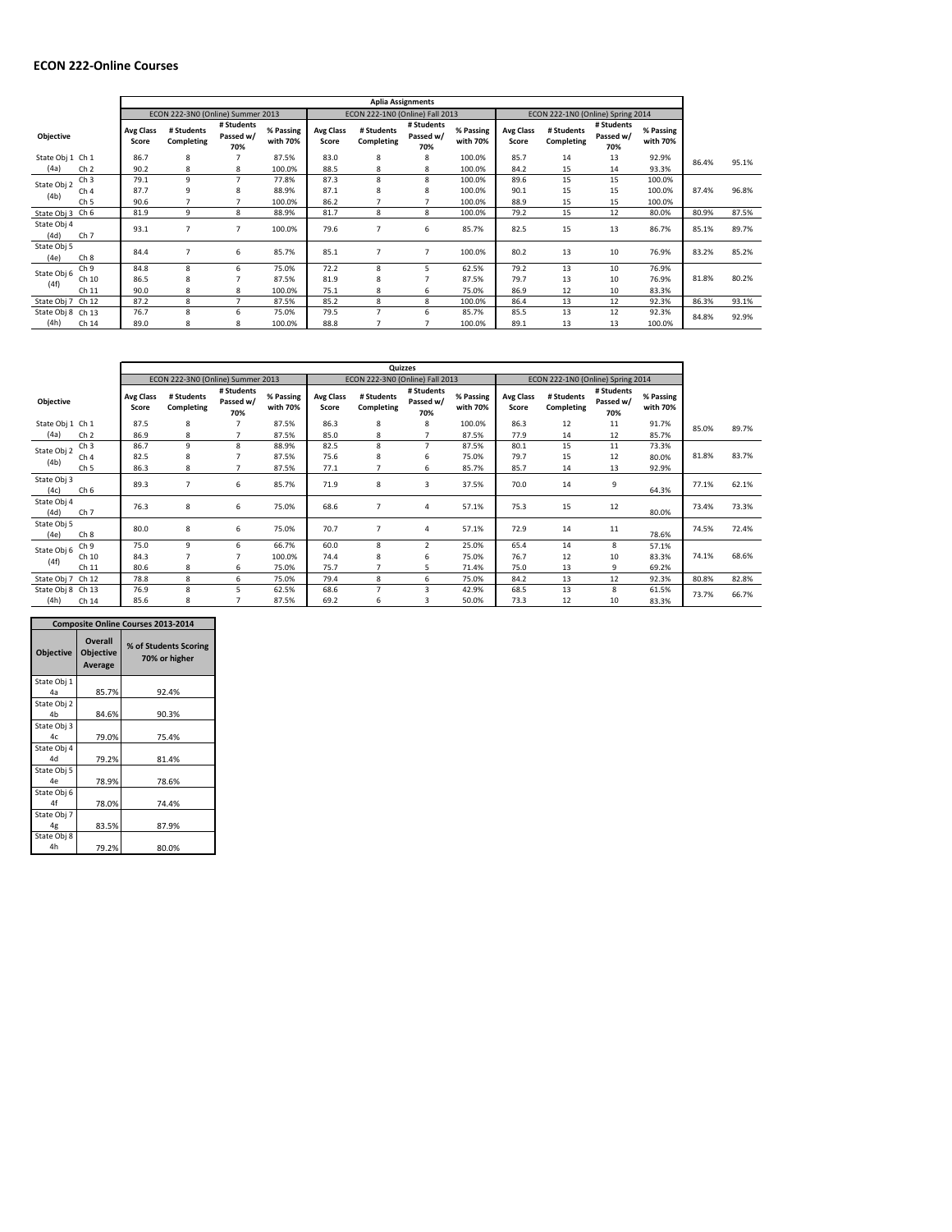## ECON 222-Online Courses

| Objective | | Aplia Assignments | | | | | | | | | | | | | |
|---|---|---|---|---|---|---|---|---|---|---|---|---|---|---|---|
| | | ECON 222-3N0 (Online) Summer 2013 | | | | ECON 222-1N0 (Online) Fall 2013 | | | | ECON 222-1N0 (Online) Spring 2014 | | | | | |
| | | Avg Class Score | # Students Completing | # Students Passed w/ 70% | % Passing with 70% | Avg Class Score | # Students Completing | # Students Passed w/ 70% | % Passing with 70% | Avg Class Score | # Students Completing | # Students Passed w/ 70% | % Passing with 70% | | |
| State Obj 1 (4a) | Ch 1 | 86.7 | 8 | 7 | 87.5% | 83.0 | 8 | 8 | 100.0% | 85.7 | 14 | 13 | 92.9% | 86.4% | 95.1% |
| | Ch 2 | 90.2 | 8 | 8 | 100.0% | 88.5 | 8 | 8 | 100.0% | 84.2 | 15 | 14 | 93.3% | | |
| State Obj 2 (4b) | Ch 3 | 79.1 | 9 | 7 | 77.8% | 87.3 | 8 | 8 | 100.0% | 89.6 | 15 | 15 | 100.0% | 87.4% | 96.8% |
| | Ch 4 | 87.7 | 9 | 8 | 88.9% | 87.1 | 8 | 8 | 100.0% | 90.1 | 15 | 15 | 100.0% | | |
| | Ch 5 | 90.6 | 7 | 7 | 100.0% | 86.2 | 7 | 7 | 100.0% | 88.9 | 15 | 15 | 100.0% | | |
| State Obj 3 | Ch 6 | 81.9 | 9 | 8 | 88.9% | 81.7 | 8 | 8 | 100.0% | 79.2 | 15 | 12 | 80.0% | 80.9% | 87.5% |
| State Obj 4 (4d) | Ch 7 | 93.1 | 7 | 7 | 100.0% | 79.6 | 7 | 6 | 85.7% | 82.5 | 15 | 13 | 86.7% | 85.1% | 89.7% |
| State Obj 5 (4e) | Ch 8 | 84.4 | 7 | 6 | 85.7% | 85.1 | 7 | 7 | 100.0% | 80.2 | 13 | 10 | 76.9% | 83.2% | 85.2% |
| State Obj 6 (4f) | Ch 9 | 84.8 | 8 | 6 | 75.0% | 72.2 | 8 | 5 | 62.5% | 79.2 | 13 | 10 | 76.9% | 81.8% | 80.2% |
| | Ch 10 | 86.5 | 8 | 7 | 87.5% | 81.9 | 8 | 7 | 87.5% | 79.7 | 13 | 10 | 76.9% | | |
| | Ch 11 | 90.0 | 8 | 8 | 100.0% | 75.1 | 8 | 6 | 75.0% | 86.9 | 12 | 10 | 83.3% | | |
| State Obj 7 | Ch 12 | 87.2 | 8 | 7 | 87.5% | 85.2 | 8 | 8 | 100.0% | 86.4 | 13 | 12 | 92.3% | 86.3% | 93.1% |
| State Obj 8 (4h) | Ch 13 | 76.7 | 8 | 6 | 75.0% | 79.5 | 7 | 6 | 85.7% | 85.5 | 13 | 12 | 92.3% | 84.8% | 92.9% |
| | Ch 14 | 89.0 | 8 | 8 | 100.0% | 88.8 | 7 | 7 | 100.0% | 89.1 | 13 | 13 | 100.0% | | |

| Objective | | Quizzes | | | | | | | | | | | | | |
|---|---|---|---|---|---|---|---|---|---|---|---|---|---|---|---|
| | | ECON 222-3N0 (Online) Summer 2013 | | | | ECON 222-3N0 (Online) Fall 2013 | | | | ECON 222-1N0 (Online) Spring 2014 | | | | | |
| | | Avg Class Score | # Students Completing | # Students Passed w/ 70% | % Passing with 70% | Avg Class Score | # Students Completing | # Students Passed w/ 70% | % Passing with 70% | Avg Class Score | # Students Completing | # Students Passed w/ 70% | % Passing with 70% | | |
| State Obj 1 (4a) | Ch 1 | 87.5 | 8 | 7 | 87.5% | 86.3 | 8 | 8 | 100.0% | 86.3 | 12 | 11 | 91.7% | 85.0% | 89.7% |
| | Ch 2 | 86.9 | 8 | 7 | 87.5% | 85.0 | 8 | 7 | 87.5% | 77.9 | 14 | 12 | 85.7% | | |
| State Obj 2 (4b) | Ch 3 | 86.7 | 9 | 8 | 88.9% | 82.5 | 8 | 7 | 87.5% | 80.1 | 15 | 11 | 73.3% | 81.8% | 83.7% |
| | Ch 4 | 82.5 | 8 | 7 | 87.5% | 75.6 | 8 | 6 | 75.0% | 79.7 | 15 | 12 | 80.0% | | |
| | Ch 5 | 86.3 | 8 | 7 | 87.5% | 77.1 | 7 | 6 | 85.7% | 85.7 | 14 | 13 | 92.9% | | |
| State Obj 3 (4c) | Ch 6 | 89.3 | 7 | 6 | 85.7% | 71.9 | 8 | 3 | 37.5% | 70.0 | 14 | 9 | 64.3% | 77.1% | 62.1% |
| State Obj 4 (4d) | Ch 7 | 76.3 | 8 | 6 | 75.0% | 68.6 | 7 | 4 | 57.1% | 75.3 | 15 | 12 | 80.0% | 73.4% | 73.3% |
| State Obj 5 (4e) | Ch 8 | 80.0 | 8 | 6 | 75.0% | 70.7 | 7 | 4 | 57.1% | 72.9 | 14 | 11 | 78.6% | 74.5% | 72.4% |
| State Obj 6 (4f) | Ch 9 | 75.0 | 9 | 6 | 66.7% | 60.0 | 8 | 2 | 25.0% | 65.4 | 14 | 8 | 57.1% | 74.1% | 68.6% |
| | Ch 10 | 84.3 | 7 | 7 | 100.0% | 74.4 | 8 | 6 | 75.0% | 76.7 | 12 | 10 | 83.3% | | |
| | Ch 11 | 80.6 | 8 | 6 | 75.0% | 75.7 | 7 | 5 | 71.4% | 75.0 | 13 | 9 | 69.2% | | |
| State Obj 7 | Ch 12 | 78.8 | 8 | 6 | 75.0% | 79.4 | 8 | 6 | 75.0% | 84.2 | 13 | 12 | 92.3% | 80.8% | 82.8% |
| State Obj 8 (4h) | Ch 13 | 76.9 | 8 | 5 | 62.5% | 68.6 | 7 | 3 | 42.9% | 68.5 | 13 | 8 | 61.5% | 73.7% | 66.7% |
| | Ch 14 | 85.6 | 8 | 7 | 87.5% | 69.2 | 6 | 3 | 50.0% | 73.3 | 12 | 10 | 83.3% | | |

| Composite Online Courses 2013-2014 | | |
|---|---|---|
| Objective | Overall Objective Average | % of Students Scoring 70% or higher |
| State Obj 1 4a | 85.7% | 92.4% |
| State Obj 2 4b | 84.6% | 90.3% |
| State Obj 3 4c | 79.0% | 75.4% |
| State Obj 4 4d | 79.2% | 81.4% |
| State Obj 5 4e | 78.9% | 78.6% |
| State Obj 6 4f | 78.0% | 74.4% |
| State Obj 7 4g | 83.5% | 87.9% |
| State Obj 8 4h | 79.2% | 80.0% |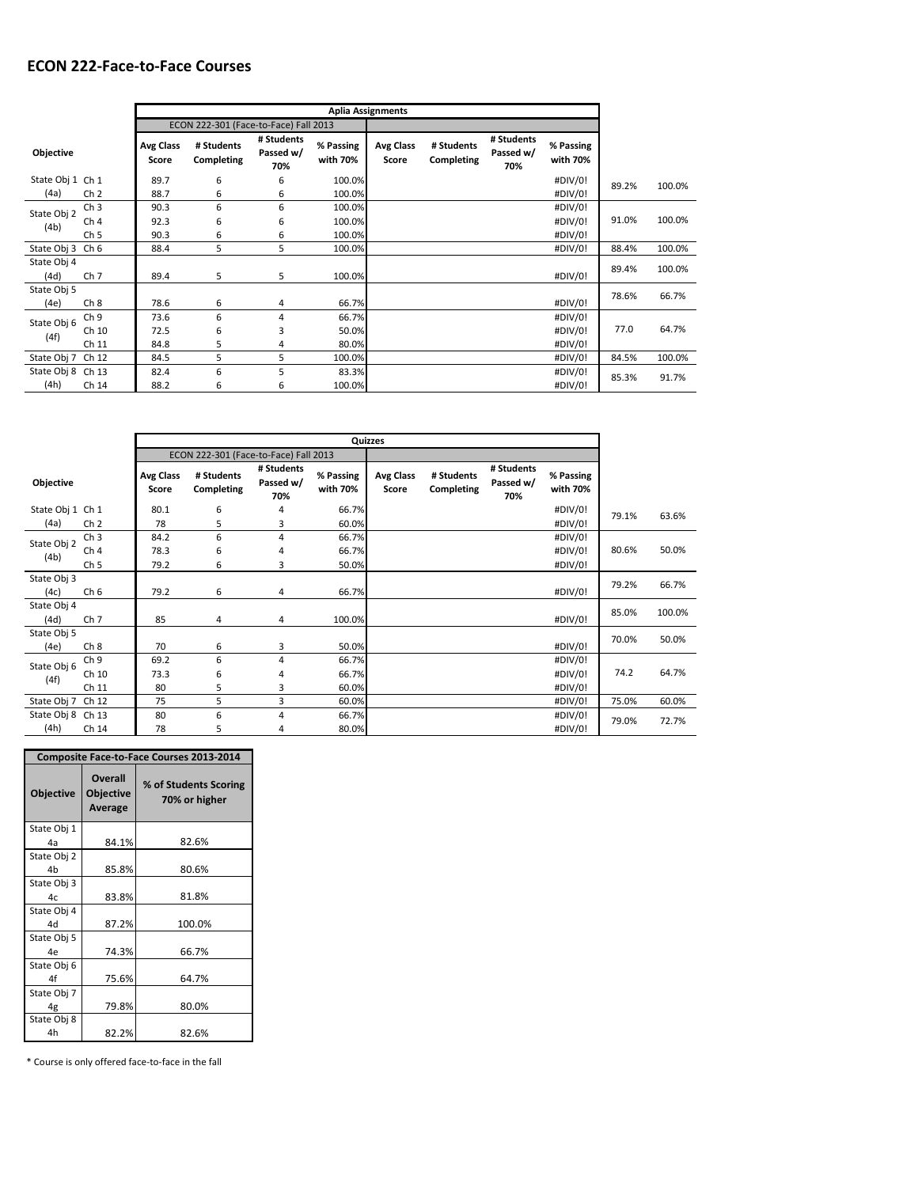## ECON 222-Face-to-Face Courses

| Objective | | Aplia Assignments | | | | | | | | | |
|---|---|---|---|---|---|---|---|---|---|---|---|
| | | ECON 222-301 (Face-to-Face) Fall 2013 | | | | | | | | | |
| | | Avg Class Score | # Students Completing | # Students Passed w/ 70% | % Passing with 70% | Avg Class Score | # Students Completing | # Students Passed w/ 70% | % Passing with 70% | | |
| State Obj 1 (4a) | Ch 1 | 89.7 | 6 | 6 | 100.0% | | | | #DIV/0! | 89.2% | 100.0% |
| | Ch 2 | 88.7 | 6 | 6 | 100.0% | | | | #DIV/0! | | |
| State Obj 2 (4b) | Ch 3 | 90.3 | 6 | 6 | 100.0% | | | | #DIV/0! | 91.0% | 100.0% |
| | Ch 4 | 92.3 | 6 | 6 | 100.0% | | | | #DIV/0! | | |
| | Ch 5 | 90.3 | 6 | 6 | 100.0% | | | | #DIV/0! | | |
| State Obj 3 | Ch 6 | 88.4 | 5 | 5 | 100.0% | | | | #DIV/0! | 88.4% | 100.0% |
| State Obj 4 (4d) | Ch 7 | 89.4 | 5 | 5 | 100.0% | | | | #DIV/0! | 89.4% | 100.0% |
| State Obj 5 (4e) | Ch 8 | 78.6 | 6 | 4 | 66.7% | | | | #DIV/0! | 78.6% | 66.7% |
| State Obj 6 (4f) | Ch 9 | 73.6 | 6 | 4 | 66.7% | | | | #DIV/0! | 77.0 | 64.7% |
| | Ch 10 | 72.5 | 6 | 3 | 50.0% | | | | #DIV/0! | | |
| | Ch 11 | 84.8 | 5 | 4 | 80.0% | | | | #DIV/0! | | |
| State Obj 7 | Ch 12 | 84.5 | 5 | 5 | 100.0% | | | | #DIV/0! | 84.5% | 100.0% |
| State Obj 8 (4h) | Ch 13 | 82.4 | 6 | 5 | 83.3% | | | | #DIV/0! | 85.3% | 91.7% |
| | Ch 14 | 88.2 | 6 | 6 | 100.0% | | | | #DIV/0! | | |

| Objective | | Quizzes | | | | | | | | | |
|---|---|---|---|---|---|---|---|---|---|---|---|
| | | ECON 222-301 (Face-to-Face) Fall 2013 | | | | | | | | | |
| | | Avg Class Score | # Students Completing | # Students Passed w/ 70% | % Passing with 70% | Avg Class Score | # Students Completing | # Students Passed w/ 70% | % Passing with 70% | | |
| State Obj 1 (4a) | Ch 1 | 80.1 | 6 | 4 | 66.7% | | | | #DIV/0! | 79.1% | 63.6% |
| | Ch 2 | 78 | 5 | 3 | 60.0% | | | | #DIV/0! | | |
| State Obj 2 (4b) | Ch 3 | 84.2 | 6 | 4 | 66.7% | | | | #DIV/0! | 80.6% | 50.0% |
| | Ch 4 | 78.3 | 6 | 4 | 66.7% | | | | #DIV/0! | | |
| | Ch 5 | 79.2 | 6 | 3 | 50.0% | | | | #DIV/0! | | |
| State Obj 3 (4c) | Ch 6 | 79.2 | 6 | 4 | 66.7% | | | | #DIV/0! | 79.2% | 66.7% |
| State Obj 4 (4d) | Ch 7 | 85 | 4 | 4 | 100.0% | | | | #DIV/0! | 85.0% | 100.0% |
| State Obj 5 (4e) | Ch 8 | 70 | 6 | 3 | 50.0% | | | | #DIV/0! | 70.0% | 50.0% |
| State Obj 6 (4f) | Ch 9 | 69.2 | 6 | 4 | 66.7% | | | | #DIV/0! | 74.2 | 64.7% |
| | Ch 10 | 73.3 | 6 | 4 | 66.7% | | | | #DIV/0! | | |
| | Ch 11 | 80 | 5 | 3 | 60.0% | | | | #DIV/0! | | |
| State Obj 7 | Ch 12 | 75 | 5 | 3 | 60.0% | | | | #DIV/0! | 75.0% | 60.0% |
| State Obj 8 (4h) | Ch 13 | 80 | 6 | 4 | 66.7% | | | | #DIV/0! | 79.0% | 72.7% |
| | Ch 14 | 78 | 5 | 4 | 80.0% | | | | #DIV/0! | | |

| Composite Face-to-Face Courses 2013-2014 | | |
|---|---|---|
| Objective | Overall Objective Average | % of Students Scoring 70% or higher |
| State Obj 1 4a | 84.1% | 82.6% |
| State Obj 2 4b | 85.8% | 80.6% |
| State Obj 3 4c | 83.8% | 81.8% |
| State Obj 4 4d | 87.2% | 100.0% |
| State Obj 5 4e | 74.3% | 66.7% |
| State Obj 6 4f | 75.6% | 64.7% |
| State Obj 7 4g | 79.8% | 80.0% |
| State Obj 8 4h | 82.2% | 82.6% |

* Course is only offered face-to-face in the fall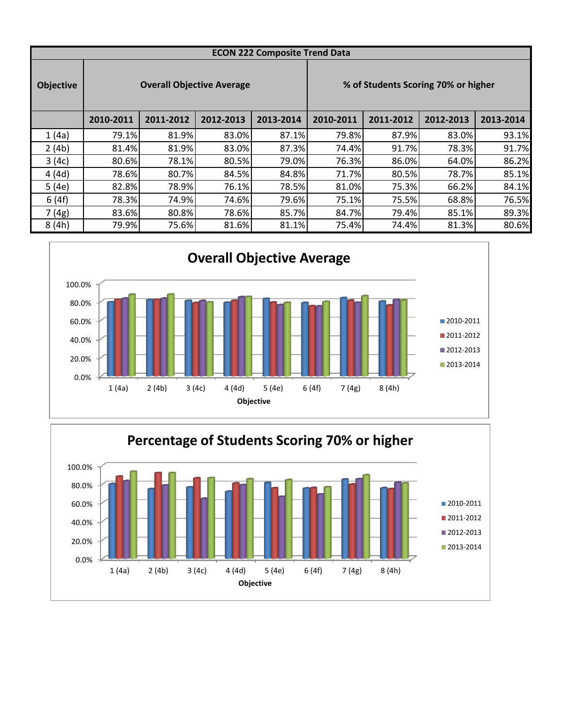| ECON 222 Composite Trend Data | | | | | | | | |
|---|---|---|---|---|---|---|---|---|
| Objective | Overall Objective Average | | | | % of Students Scoring 70% or higher | | | |
| | 2010-2011 | 2011-2012 | 2012-2013 | 2013-2014 | 2010-2011 | 2011-2012 | 2012-2013 | 2013-2014 |
| 1 (4a) | 79.1% | 81.9% | 83.0% | 87.1% | 79.8% | 87.9% | 83.0% | 93.1% |
| 2 (4b) | 81.4% | 81.9% | 83.0% | 87.3% | 74.4% | 91.7% | 78.3% | 91.7% |
| 3 (4c) | 80.6% | 78.1% | 80.5% | 79.0% | 76.3% | 86.0% | 64.0% | 86.2% |
| 4 (4d) | 78.6% | 80.7% | 84.5% | 84.8% | 71.7% | 80.5% | 78.7% | 85.1% |
| 5 (4e) | 82.8% | 78.9% | 76.1% | 78.5% | 81.0% | 75.3% | 66.2% | 84.1% |
| 6 (4f) | 78.3% | 74.9% | 74.6% | 79.6% | 75.1% | 75.5% | 68.8% | 76.5% |
| 7 (4g) | 83.6% | 80.8% | 78.6% | 85.7% | 84.7% | 79.4% | 85.1% | 89.3% |
| 8 (4h) | 79.9% | 75.6% | 81.6% | 81.1% | 75.4% | 74.4% | 81.3% | 80.6% |

**Overall Objective Average**

100.0%
80.0%
60.0%
40.0%
20.0%
0.0%

1 (4a) 2 (4b) 3 (4c) 4 (4d) 5 (4e) 6 (4f) 7 (4g) 8 (4h)

Objective

2010-2011
2011-2012
2012-2013
2013-2014

**Percentage of Students Scoring 70% or higher**

100.0%
80.0%
60.0%
40.0%
20.0%
0.0%

1 (4a) 2 (4b) 3 (4c) 4 (4d) 5 (4e) 6 (4f) 7 (4g) 8 (4h)

Objective

2010-2011
2011-2012
2012-2013
2013-2014